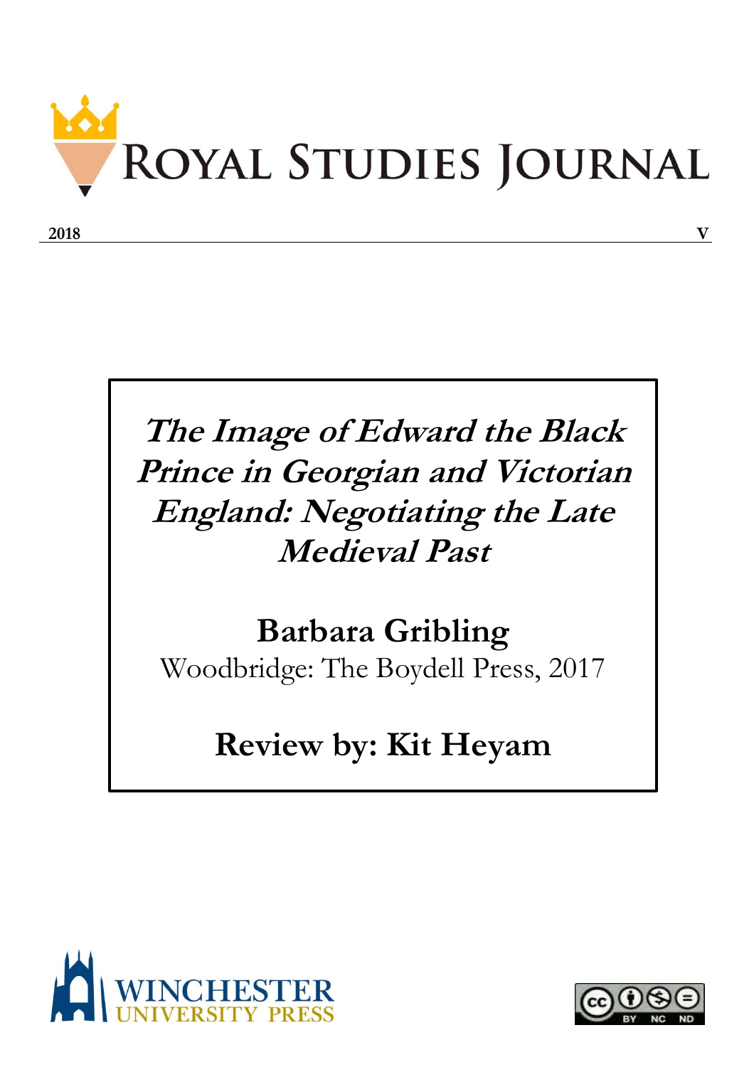# Royal Studies Journal

2018 V

## *The Image of Edward the Black Prince in Georgian and Victorian England: Negotiating the Late Medieval Past*

**Barbara Gribling**

Woodbridge: The Boydell Press, 2017

**Review by: Kit Heyam**

WINCHESTER UNIVERSITY PRESS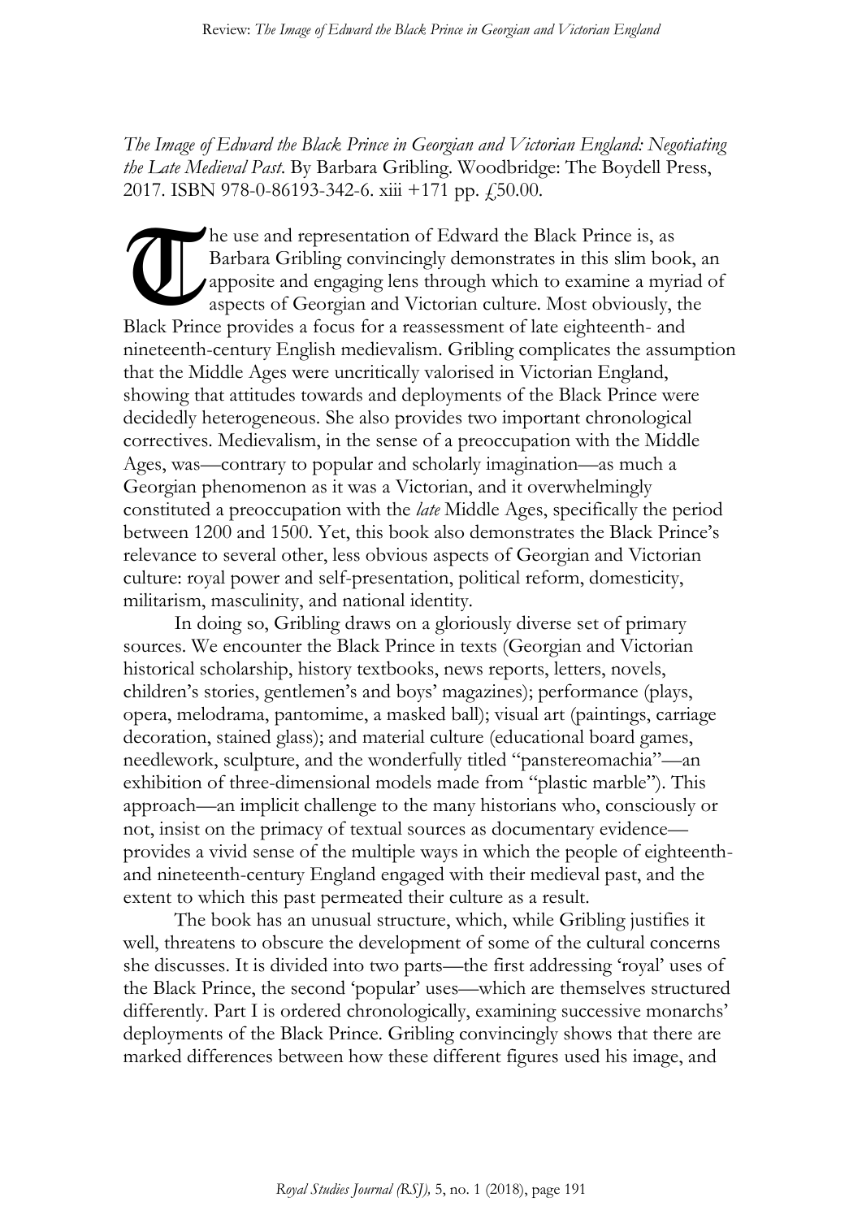*The Image of Edward the Black Prince in Georgian and Victorian England: Negotiating the Late Medieval Past*. By Barbara Gribling. Woodbridge: The Boydell Press, 2017. ISBN 978-0-86193-342-6. xiii +171 pp. £50.00.

The use and representation of Edward the Black Prince is, as Barbara Gribling convincingly demonstrates in this slim book, an apposite and engaging lens through which to examine a myriad of aspects of Georgian and Victorian culture. Most obviously, the Black Prince provides a focus for a reassessment of late eighteenth- and nineteenth-century English medievalism. Gribling complicates the assumption that the Middle Ages were uncritically valorised in Victorian England, showing that attitudes towards and deployments of the Black Prince were decidedly heterogeneous. She also provides two important chronological correctives. Medievalism, in the sense of a preoccupation with the Middle Ages, was—contrary to popular and scholarly imagination—as much a Georgian phenomenon as it was a Victorian, and it overwhelmingly constituted a preoccupation with the *late* Middle Ages, specifically the period between 1200 and 1500. Yet, this book also demonstrates the Black Prince's relevance to several other, less obvious aspects of Georgian and Victorian culture: royal power and self-presentation, political reform, domesticity, militarism, masculinity, and national identity.

In doing so, Gribling draws on a gloriously diverse set of primary sources. We encounter the Black Prince in texts (Georgian and Victorian historical scholarship, history textbooks, news reports, letters, novels, children's stories, gentlemen's and boys' magazines); performance (plays, opera, melodrama, pantomime, a masked ball); visual art (paintings, carriage decoration, stained glass); and material culture (educational board games, needlework, sculpture, and the wonderfully titled "panstereomachia"—an exhibition of three-dimensional models made from "plastic marble"). This approach—an implicit challenge to the many historians who, consciously or not, insist on the primacy of textual sources as documentary evidence—provides a vivid sense of the multiple ways in which the people of eighteenth- and nineteenth-century England engaged with their medieval past, and the extent to which this past permeated their culture as a result.

The book has an unusual structure, which, while Gribling justifies it well, threatens to obscure the development of some of the cultural concerns she discusses. It is divided into two parts—the first addressing 'royal' uses of the Black Prince, the second 'popular' uses—which are themselves structured differently. Part I is ordered chronologically, examining successive monarchs' deployments of the Black Prince. Gribling convincingly shows that there are marked differences between how these different figures used his image, and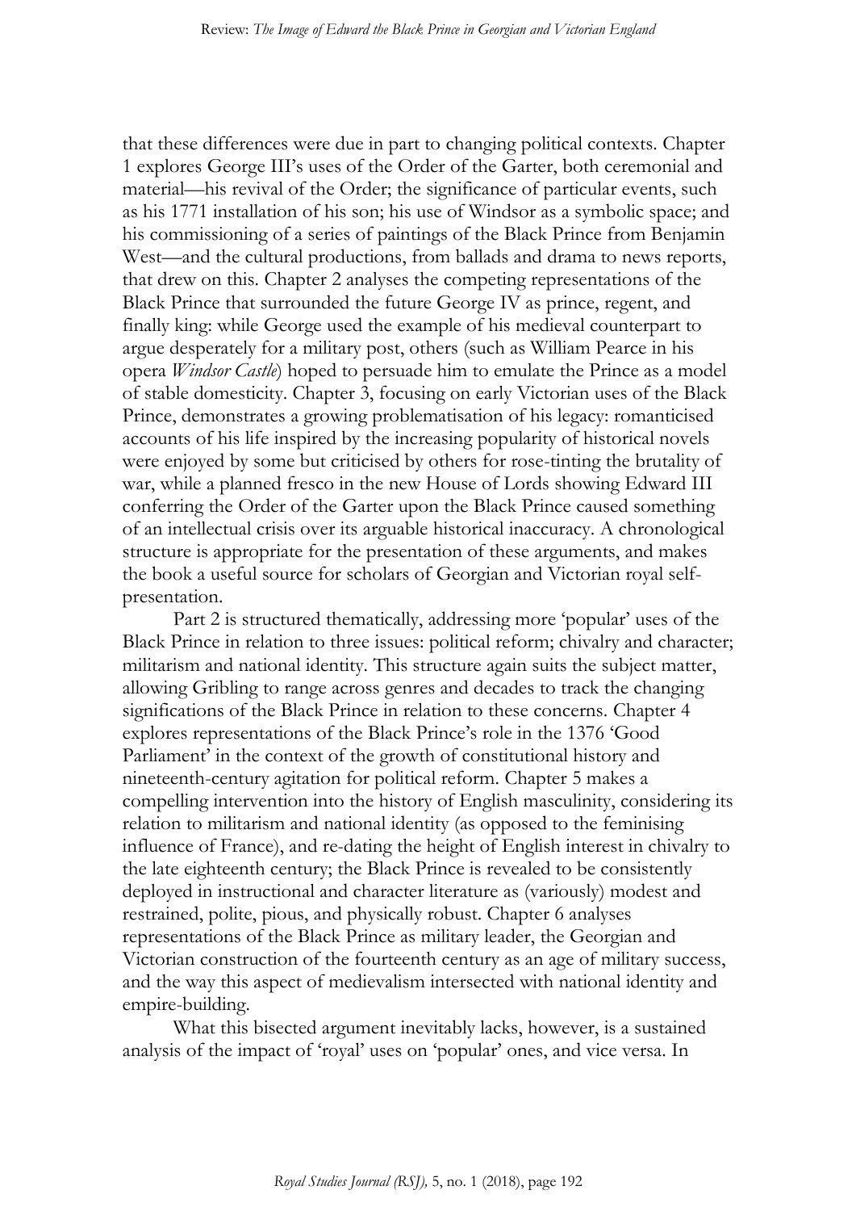that these differences were due in part to changing political contexts. Chapter 1 explores George III's uses of the Order of the Garter, both ceremonial and material—his revival of the Order; the significance of particular events, such as his 1771 installation of his son; his use of Windsor as a symbolic space; and his commissioning of a series of paintings of the Black Prince from Benjamin West—and the cultural productions, from ballads and drama to news reports, that drew on this. Chapter 2 analyses the competing representations of the Black Prince that surrounded the future George IV as prince, regent, and finally king: while George used the example of his medieval counterpart to argue desperately for a military post, others (such as William Pearce in his opera *Windsor Castle*) hoped to persuade him to emulate the Prince as a model of stable domesticity. Chapter 3, focusing on early Victorian uses of the Black Prince, demonstrates a growing problematisation of his legacy: romanticised accounts of his life inspired by the increasing popularity of historical novels were enjoyed by some but criticised by others for rose-tinting the brutality of war, while a planned fresco in the new House of Lords showing Edward III conferring the Order of the Garter upon the Black Prince caused something of an intellectual crisis over its arguable historical inaccuracy. A chronological structure is appropriate for the presentation of these arguments, and makes the book a useful source for scholars of Georgian and Victorian royal self-presentation.

Part 2 is structured thematically, addressing more 'popular' uses of the Black Prince in relation to three issues: political reform; chivalry and character; militarism and national identity. This structure again suits the subject matter, allowing Gribling to range across genres and decades to track the changing significations of the Black Prince in relation to these concerns. Chapter 4 explores representations of the Black Prince's role in the 1376 'Good Parliament' in the context of the growth of constitutional history and nineteenth-century agitation for political reform. Chapter 5 makes a compelling intervention into the history of English masculinity, considering its relation to militarism and national identity (as opposed to the feminising influence of France), and re-dating the height of English interest in chivalry to the late eighteenth century; the Black Prince is revealed to be consistently deployed in instructional and character literature as (variously) modest and restrained, polite, pious, and physically robust. Chapter 6 analyses representations of the Black Prince as military leader, the Georgian and Victorian construction of the fourteenth century as an age of military success, and the way this aspect of medievalism intersected with national identity and empire-building.

What this bisected argument inevitably lacks, however, is a sustained analysis of the impact of 'royal' uses on 'popular' ones, and vice versa. In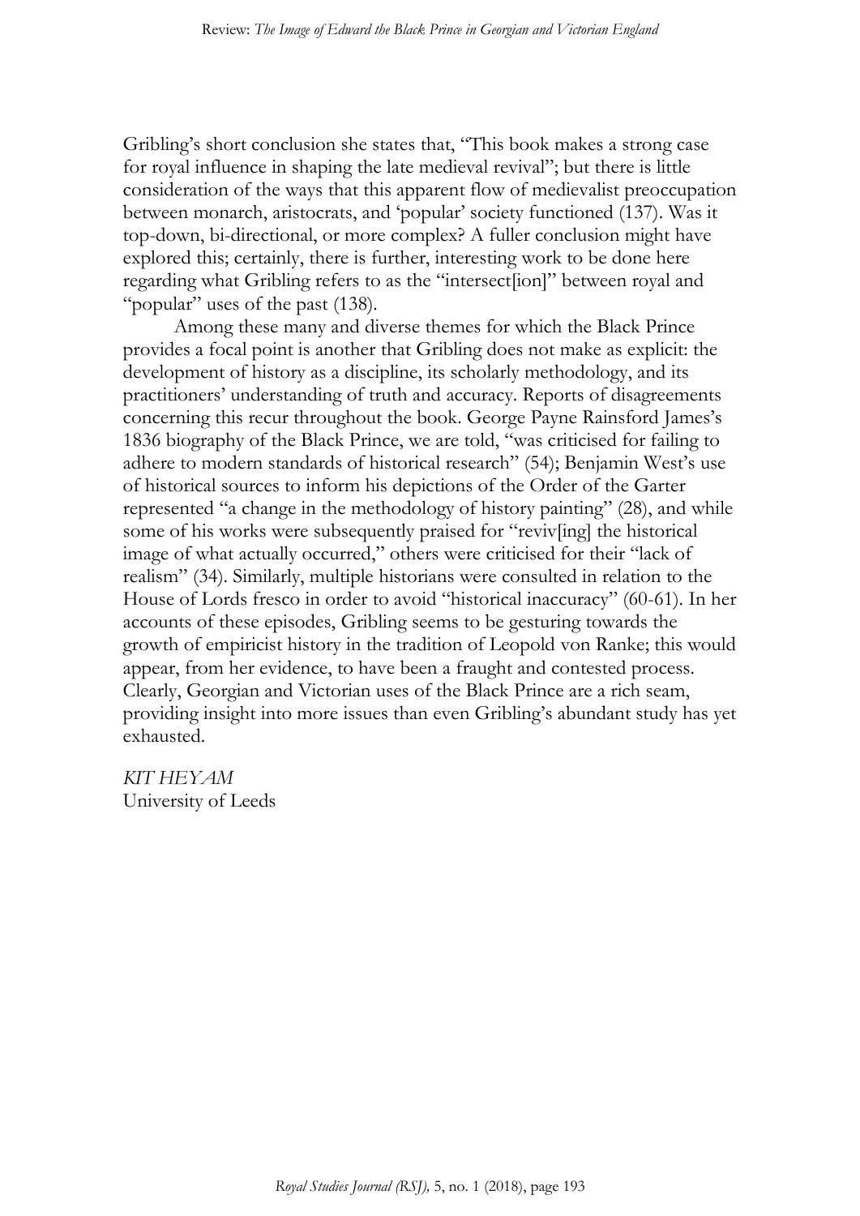Gribling's short conclusion she states that, "This book makes a strong case for royal influence in shaping the late medieval revival"; but there is little consideration of the ways that this apparent flow of medievalist preoccupation between monarch, aristocrats, and 'popular' society functioned (137). Was it top-down, bi-directional, or more complex? A fuller conclusion might have explored this; certainly, there is further, interesting work to be done here regarding what Gribling refers to as the "intersect[ion]" between royal and "popular" uses of the past (138).

Among these many and diverse themes for which the Black Prince provides a focal point is another that Gribling does not make as explicit: the development of history as a discipline, its scholarly methodology, and its practitioners' understanding of truth and accuracy. Reports of disagreements concerning this recur throughout the book. George Payne Rainsford James's 1836 biography of the Black Prince, we are told, "was criticised for failing to adhere to modern standards of historical research" (54); Benjamin West's use of historical sources to inform his depictions of the Order of the Garter represented "a change in the methodology of history painting" (28), and while some of his works were subsequently praised for "reviv[ing] the historical image of what actually occurred," others were criticised for their "lack of realism" (34). Similarly, multiple historians were consulted in relation to the House of Lords fresco in order to avoid "historical inaccuracy" (60-61). In her accounts of these episodes, Gribling seems to be gesturing towards the growth of empiricist history in the tradition of Leopold von Ranke; this would appear, from her evidence, to have been a fraught and contested process. Clearly, Georgian and Victorian uses of the Black Prince are a rich seam, providing insight into more issues than even Gribling's abundant study has yet exhausted.

*KIT HEYAM*
University of Leeds